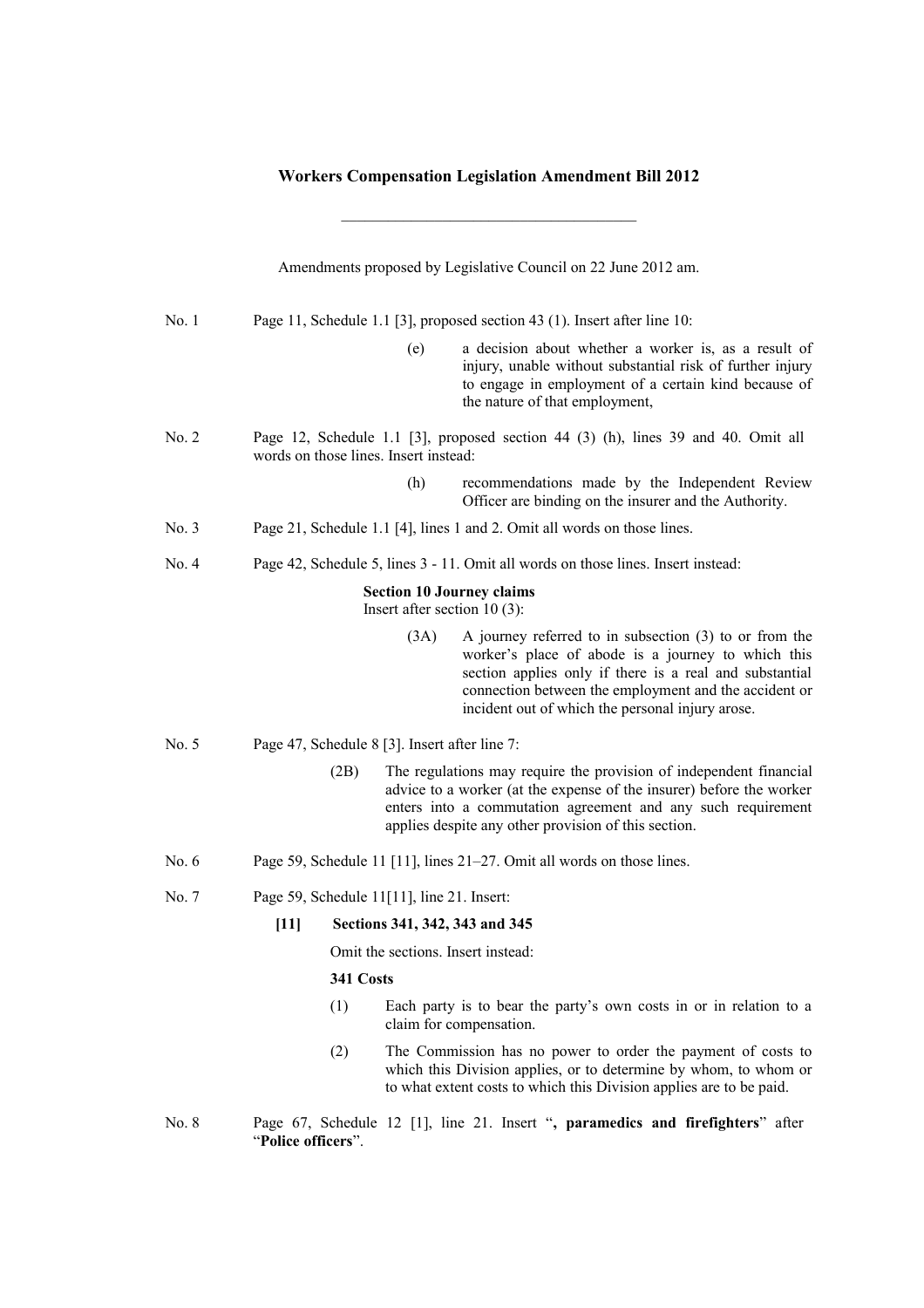# Workers Compensation Legislation Amendment Bill 2012

---

Amendments proposed by Legislative Council on 22 June 2012 am.

No. 1 Page 11, Schedule 1.1 [3], proposed section 43 (1). Insert after line 10:

> (e) a decision about whether a worker is, as a result of injury, unable without substantial risk of further injury to engage in employment of a certain kind because of the nature of that employment,

No. 2 Page 12, Schedule 1.1 [3], proposed section 44 (3) (h), lines 39 and 40. Omit all words on those lines. Insert instead:

> (h) recommendations made by the Independent Review Officer are binding on the insurer and the Authority.

No. 3 Page 21, Schedule 1.1 [4], lines 1 and 2. Omit all words on those lines.

No. 4 Page 42, Schedule 5, lines 3 - 11. Omit all words on those lines. Insert instead:

> **Section 10 Journey claims**
>
> Insert after section 10 (3):
>
> (3A) A journey referred to in subsection (3) to or from the worker's place of abode is a journey to which this section applies only if there is a real and substantial connection between the employment and the accident or incident out of which the personal injury arose.

No. 5 Page 47, Schedule 8 [3]. Insert after line 7:

> (2B) The regulations may require the provision of independent financial advice to a worker (at the expense of the insurer) before the worker enters into a commutation agreement and any such requirement applies despite any other provision of this section.

No. 6 Page 59, Schedule 11 [11], lines 21–27. Omit all words on those lines.

No. 7 Page 59, Schedule 11[11], line 21. Insert:

> **[11] Sections 341, 342, 343 and 345**
>
> Omit the sections. Insert instead:
>
> **341 Costs**
>
> (1) Each party is to bear the party's own costs in or in relation to a claim for compensation.
>
> (2) The Commission has no power to order the payment of costs to which this Division applies, or to determine by whom, to whom or to what extent costs to which this Division applies are to be paid.

No. 8 Page 67, Schedule 12 [1], line 21. Insert "**, paramedics and firefighters**" after "**Police officers**".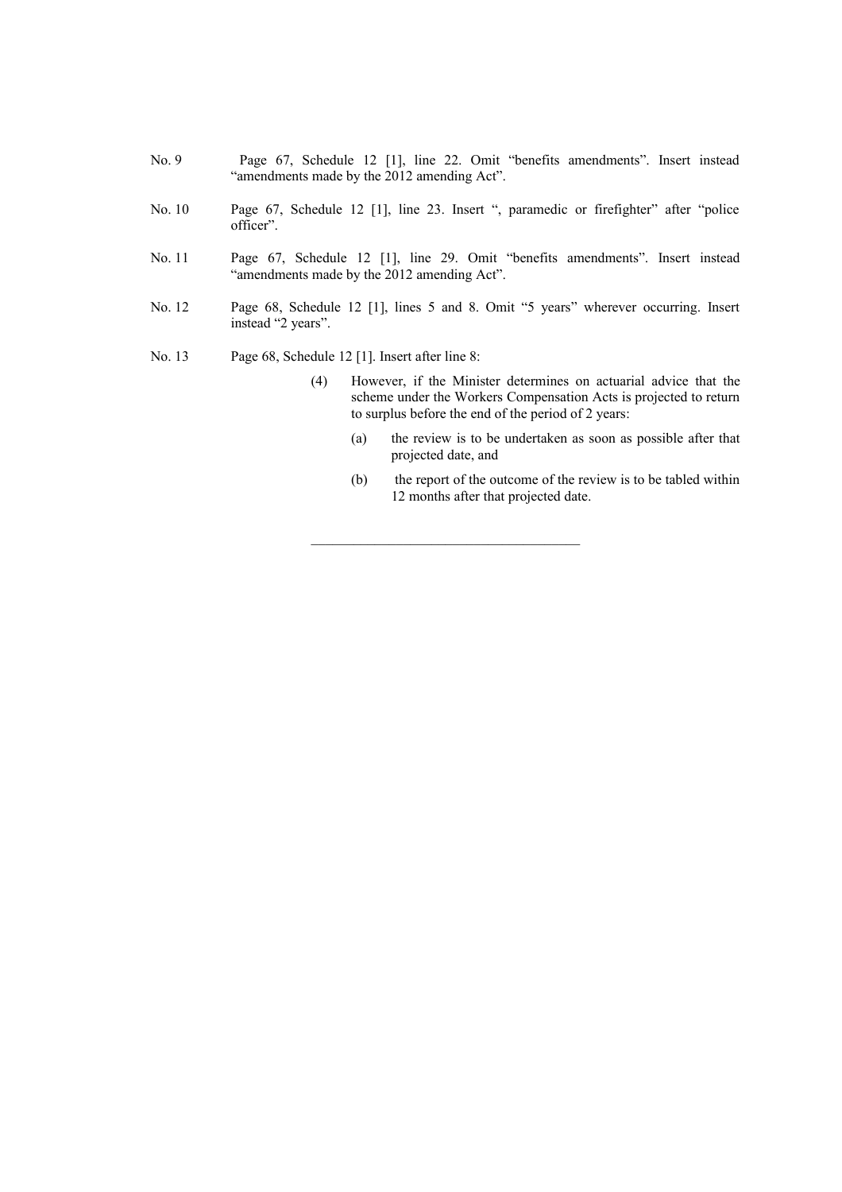No. 9 Page 67, Schedule 12 [1], line 22. Omit "benefits amendments". Insert instead "amendments made by the 2012 amending Act".

No. 10 Page 67, Schedule 12 [1], line 23. Insert ", paramedic or firefighter" after "police officer".

No. 11 Page 67, Schedule 12 [1], line 29. Omit "benefits amendments". Insert instead "amendments made by the 2012 amending Act".

No. 12 Page 68, Schedule 12 [1], lines 5 and 8. Omit "5 years" wherever occurring. Insert instead "2 years".

No. 13 Page 68, Schedule 12 [1]. Insert after line 8:

> (4) However, if the Minister determines on actuarial advice that the scheme under the Workers Compensation Acts is projected to return to surplus before the end of the period of 2 years:
>
> (a) the review is to be undertaken as soon as possible after that projected date, and
>
> (b) the report of the outcome of the review is to be tabled within 12 months after that projected date.

---